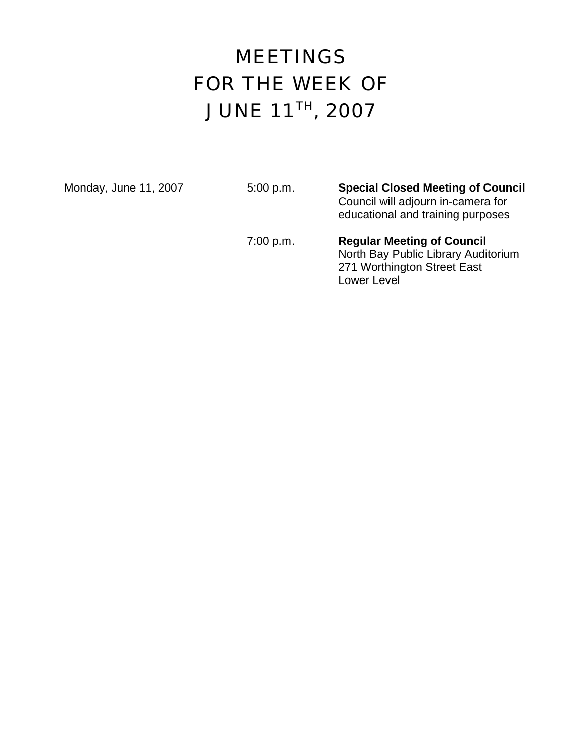# MEETINGS
# FOR THE WEEK OF
# JUNE 11TH, 2007

| | | |
|---|---|---|
| Monday, June 11, 2007 | 5:00 p.m. | **Special Closed Meeting of Council**<br>Council will adjourn in-camera for educational and training purposes |
| | 7:00 p.m. | **Regular Meeting of Council**<br>North Bay Public Library Auditorium<br>271 Worthington Street East<br>Lower Level |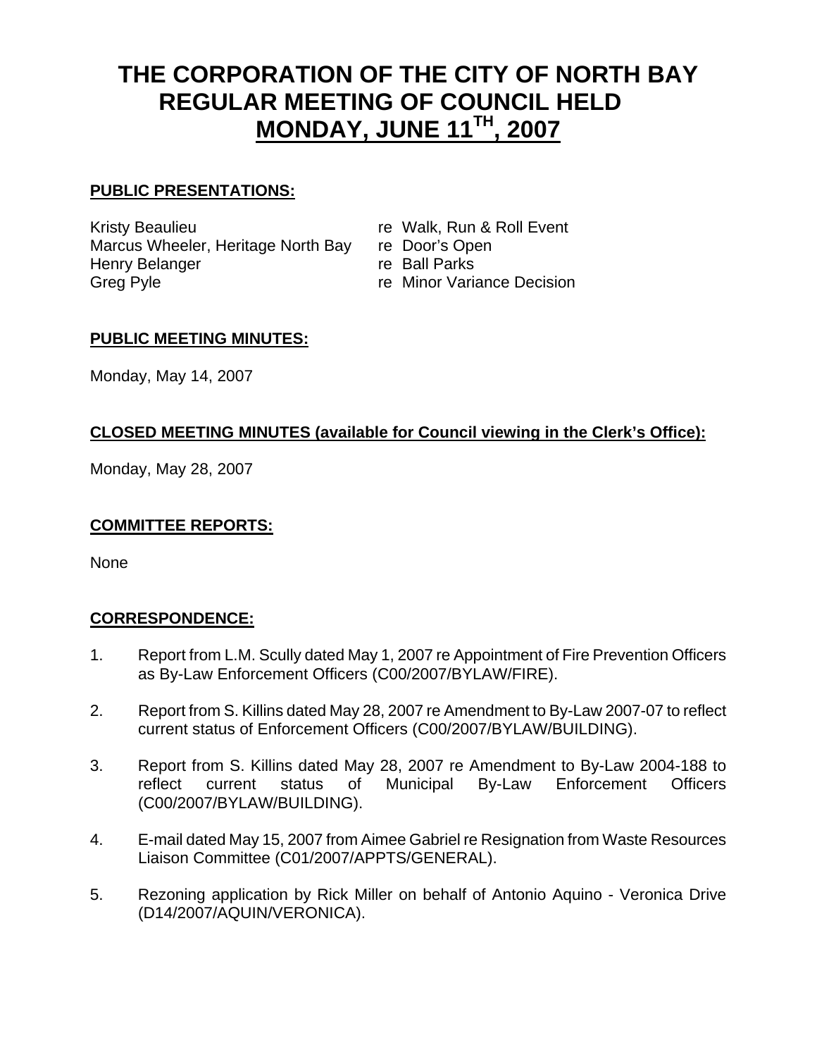# THE CORPORATION OF THE CITY OF NORTH BAY REGULAR MEETING OF COUNCIL HELD MONDAY, JUNE 11TH, 2007

## PUBLIC PRESENTATIONS:

| | |
|---|---|
| Kristy Beaulieu | re Walk, Run & Roll Event |
| Marcus Wheeler, Heritage North Bay | re Door's Open |
| Henry Belanger | re Ball Parks |
| Greg Pyle | re Minor Variance Decision |

## PUBLIC MEETING MINUTES:

Monday, May 14, 2007

## CLOSED MEETING MINUTES (available for Council viewing in the Clerk's Office):

Monday, May 28, 2007

## COMMITTEE REPORTS:

None

## CORRESPONDENCE:

1. Report from L.M. Scully dated May 1, 2007 re Appointment of Fire Prevention Officers as By-Law Enforcement Officers (C00/2007/BYLAW/FIRE).

2. Report from S. Killins dated May 28, 2007 re Amendment to By-Law 2007-07 to reflect current status of Enforcement Officers (C00/2007/BYLAW/BUILDING).

3. Report from S. Killins dated May 28, 2007 re Amendment to By-Law 2004-188 to reflect current status of Municipal By-Law Enforcement Officers (C00/2007/BYLAW/BUILDING).

4. E-mail dated May 15, 2007 from Aimee Gabriel re Resignation from Waste Resources Liaison Committee (C01/2007/APPTS/GENERAL).

5. Rezoning application by Rick Miller on behalf of Antonio Aquino - Veronica Drive (D14/2007/AQUIN/VERONICA).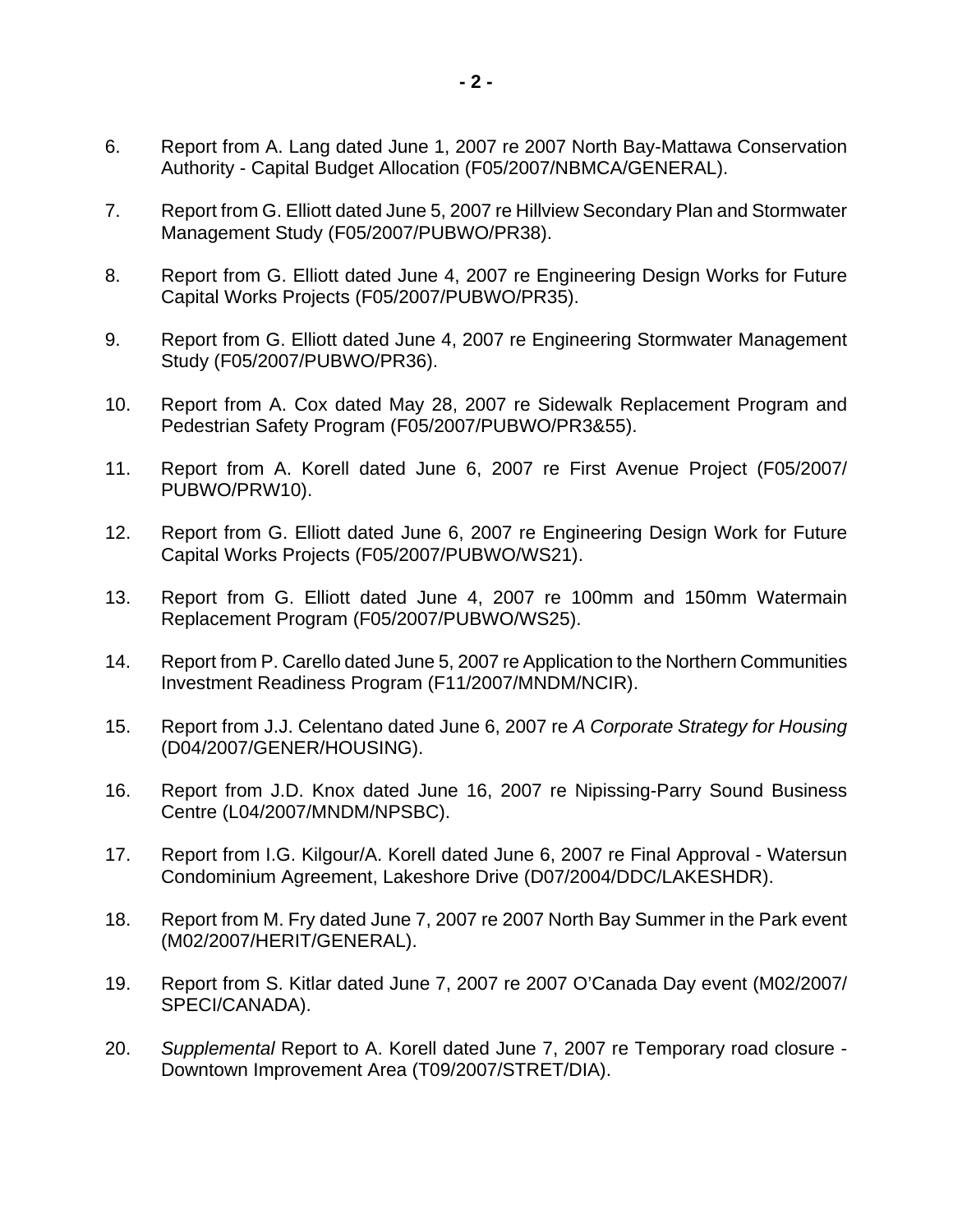6. Report from A. Lang dated June 1, 2007 re 2007 North Bay-Mattawa Conservation Authority - Capital Budget Allocation (F05/2007/NBMCA/GENERAL).

7. Report from G. Elliott dated June 5, 2007 re Hillview Secondary Plan and Stormwater Management Study (F05/2007/PUBWO/PR38).

8. Report from G. Elliott dated June 4, 2007 re Engineering Design Works for Future Capital Works Projects (F05/2007/PUBWO/PR35).

9. Report from G. Elliott dated June 4, 2007 re Engineering Stormwater Management Study (F05/2007/PUBWO/PR36).

10. Report from A. Cox dated May 28, 2007 re Sidewalk Replacement Program and Pedestrian Safety Program (F05/2007/PUBWO/PR3&55).

11. Report from A. Korell dated June 6, 2007 re First Avenue Project (F05/2007/ PUBWO/PRW10).

12. Report from G. Elliott dated June 6, 2007 re Engineering Design Work for Future Capital Works Projects (F05/2007/PUBWO/WS21).

13. Report from G. Elliott dated June 4, 2007 re 100mm and 150mm Watermain Replacement Program (F05/2007/PUBWO/WS25).

14. Report from P. Carello dated June 5, 2007 re Application to the Northern Communities Investment Readiness Program (F11/2007/MNDM/NCIR).

15. Report from J.J. Celentano dated June 6, 2007 re *A Corporate Strategy for Housing* (D04/2007/GENER/HOUSING).

16. Report from J.D. Knox dated June 16, 2007 re Nipissing-Parry Sound Business Centre (L04/2007/MNDM/NPSBC).

17. Report from I.G. Kilgour/A. Korell dated June 6, 2007 re Final Approval - Watersun Condominium Agreement, Lakeshore Drive (D07/2004/DDC/LAKESHDR).

18. Report from M. Fry dated June 7, 2007 re 2007 North Bay Summer in the Park event (M02/2007/HERIT/GENERAL).

19. Report from S. Kitlar dated June 7, 2007 re 2007 O'Canada Day event (M02/2007/ SPECI/CANADA).

20. *Supplemental* Report to A. Korell dated June 7, 2007 re Temporary road closure - Downtown Improvement Area (T09/2007/STRET/DIA).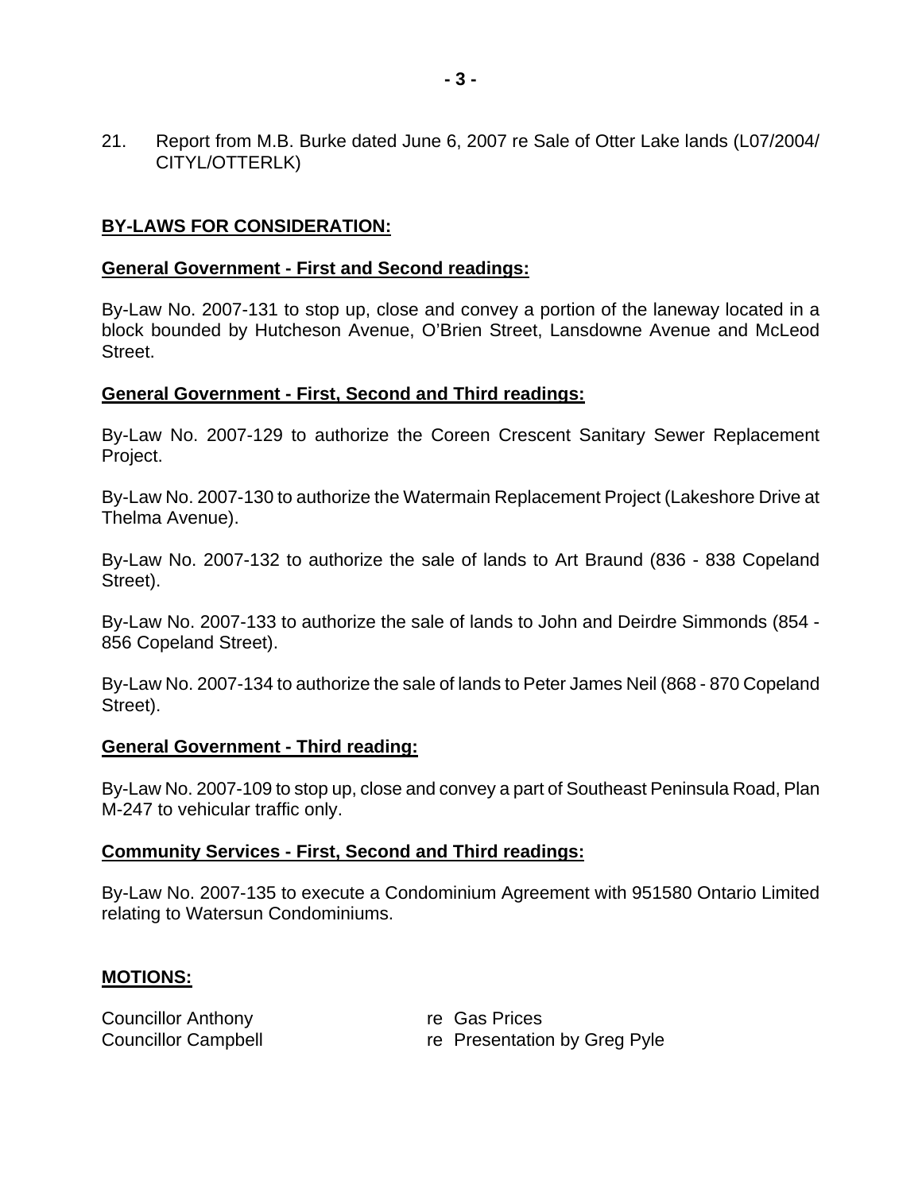21. Report from M.B. Burke dated June 6, 2007 re Sale of Otter Lake lands (L07/2004/CITYL/OTTERLK)

## BY-LAWS FOR CONSIDERATION:

### General Government - First and Second readings:

By-Law No. 2007-131 to stop up, close and convey a portion of the laneway located in a block bounded by Hutcheson Avenue, O'Brien Street, Lansdowne Avenue and McLeod Street.

### General Government - First, Second and Third readings:

By-Law No. 2007-129 to authorize the Coreen Crescent Sanitary Sewer Replacement Project.

By-Law No. 2007-130 to authorize the Watermain Replacement Project (Lakeshore Drive at Thelma Avenue).

By-Law No. 2007-132 to authorize the sale of lands to Art Braund (836 - 838 Copeland Street).

By-Law No. 2007-133 to authorize the sale of lands to John and Deirdre Simmonds (854 - 856 Copeland Street).

By-Law No. 2007-134 to authorize the sale of lands to Peter James Neil (868 - 870 Copeland Street).

### General Government - Third reading:

By-Law No. 2007-109 to stop up, close and convey a part of Southeast Peninsula Road, Plan M-247 to vehicular traffic only.

### Community Services - First, Second and Third readings:

By-Law No. 2007-135 to execute a Condominium Agreement with 951580 Ontario Limited relating to Watersun Condominiums.

## MOTIONS:

Councillor Anthony re Gas Prices

Councillor Campbell re Presentation by Greg Pyle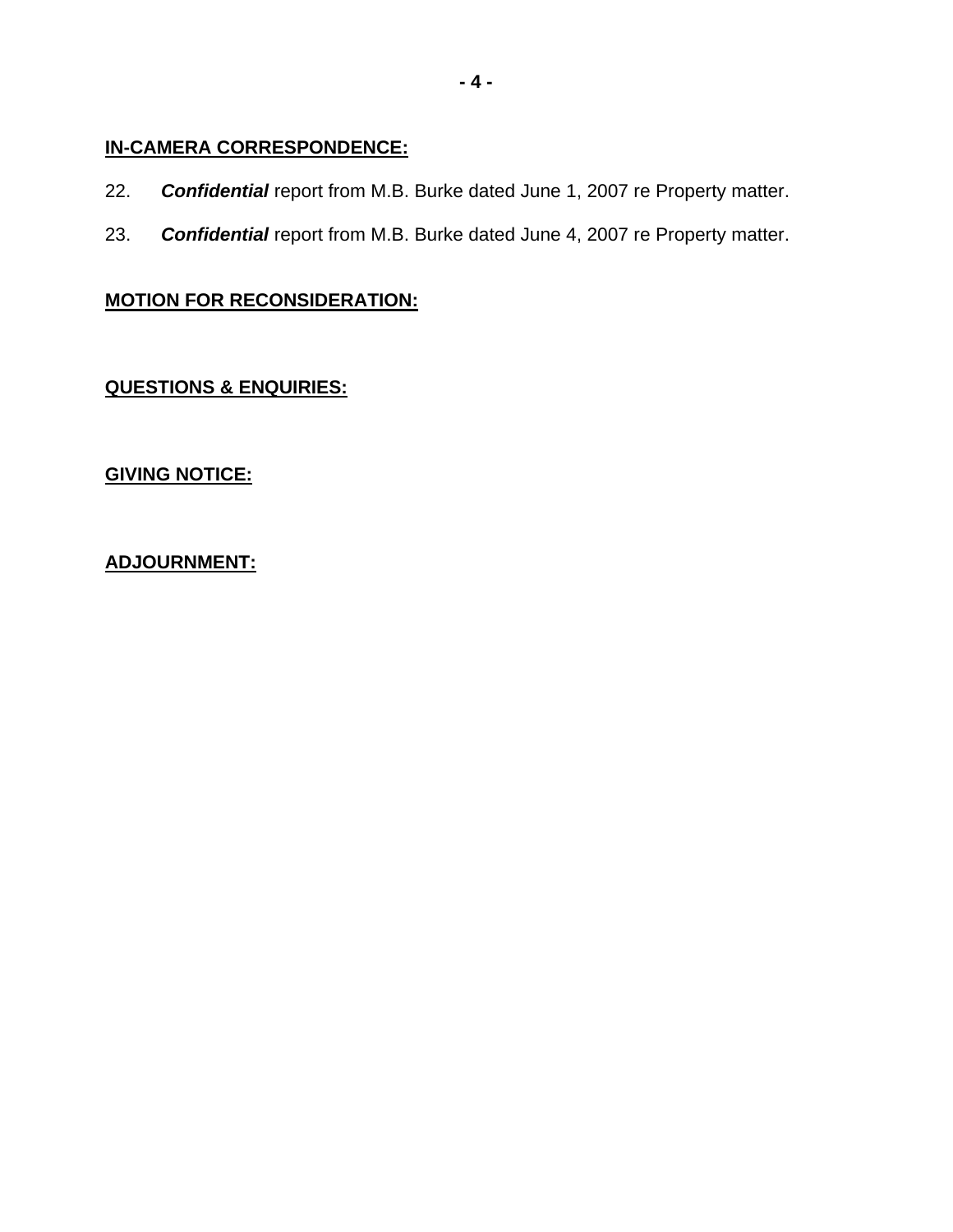**IN-CAMERA CORRESPONDENCE:**

22. ***Confidential*** report from M.B. Burke dated June 1, 2007 re Property matter.

23. ***Confidential*** report from M.B. Burke dated June 4, 2007 re Property matter.

**MOTION FOR RECONSIDERATION:**

**QUESTIONS & ENQUIRIES:**

**GIVING NOTICE:**

**ADJOURNMENT:**